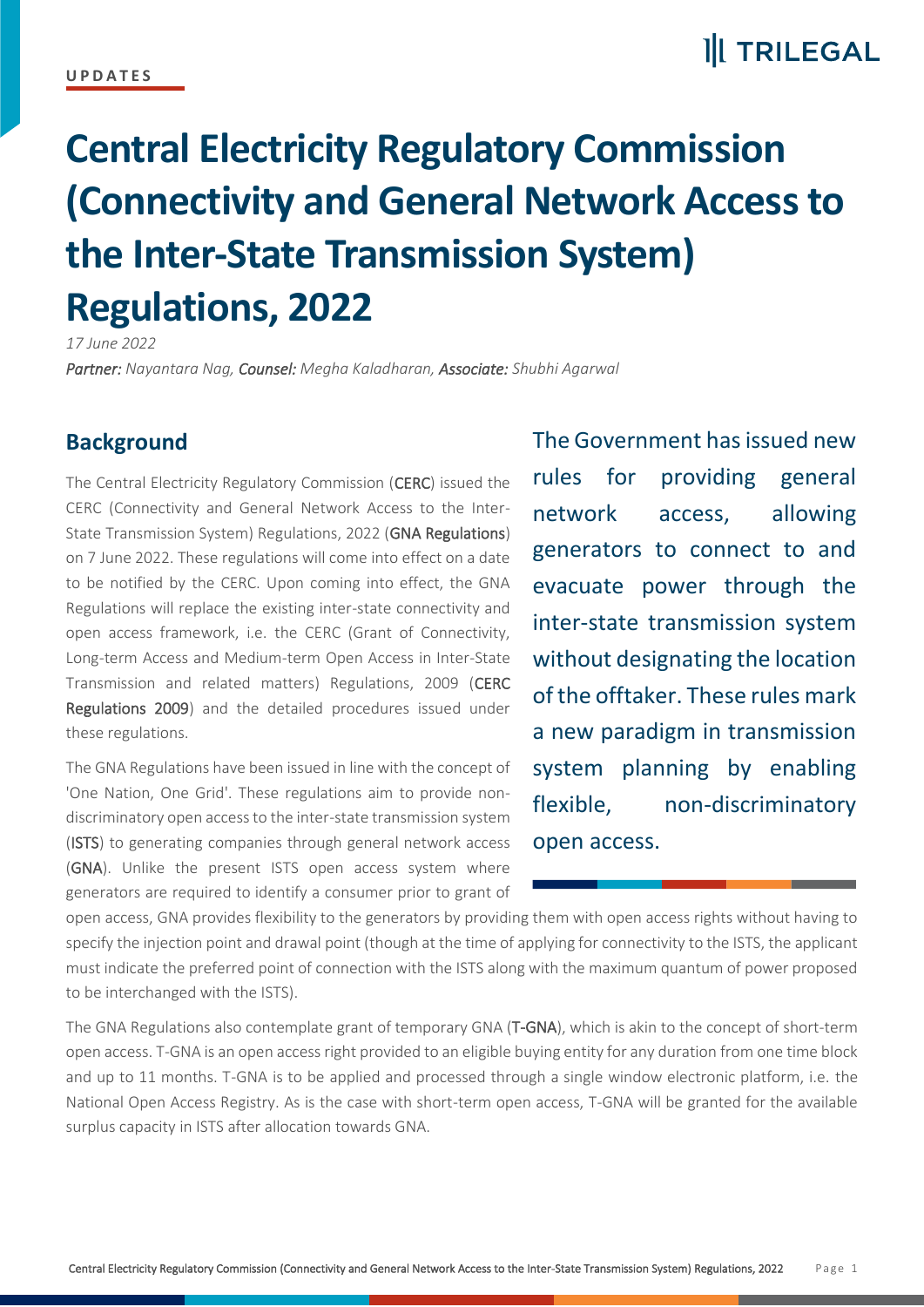UPDATES

# Central Electricity Regulatory Commission (Connectivity and General Network Access to the Inter-State Transmission System) Regulations, 2022

*17 June 2022*

*Partner: Nayantara Nag, Counsel: Megha Kaladharan, Associate: Shubhi Agarwal*

The Government has issued new rules for providing general network access, allowing generators to connect to and evacuate power through the inter-state transmission system without designating the location of the offtaker. These rules mark a new paradigm in transmission system planning by enabling flexible, non-discriminatory open access.

## Background

The Central Electricity Regulatory Commission (**CERC**) issued the CERC (Connectivity and General Network Access to the Inter-State Transmission System) Regulations, 2022 (**GNA Regulations**) on 7 June 2022. These regulations will come into effect on a date to be notified by the CERC. Upon coming into effect, the GNA Regulations will replace the existing inter-state connectivity and open access framework, i.e. the CERC (Grant of Connectivity, Long-term Access and Medium-term Open Access in Inter-State Transmission and related matters) Regulations, 2009 (**CERC Regulations 2009**) and the detailed procedures issued under these regulations.

The GNA Regulations have been issued in line with the concept of 'One Nation, One Grid'. These regulations aim to provide non-discriminatory open access to the inter-state transmission system (**ISTS**) to generating companies through general network access (**GNA**). Unlike the present ISTS open access system where generators are required to identify a consumer prior to grant of open access, GNA provides flexibility to the generators by providing them with open access rights without having to specify the injection point and drawal point (though at the time of applying for connectivity to the ISTS, the applicant must indicate the preferred point of connection with the ISTS along with the maximum quantum of power proposed to be interchanged with the ISTS).

The GNA Regulations also contemplate grant of temporary GNA (**T-GNA**), which is akin to the concept of short-term open access. T-GNA is an open access right provided to an eligible buying entity for any duration from one time block and up to 11 months. T-GNA is to be applied and processed through a single window electronic platform, i.e. the National Open Access Registry. As is the case with short-term open access, T-GNA will be granted for the available surplus capacity in ISTS after allocation towards GNA.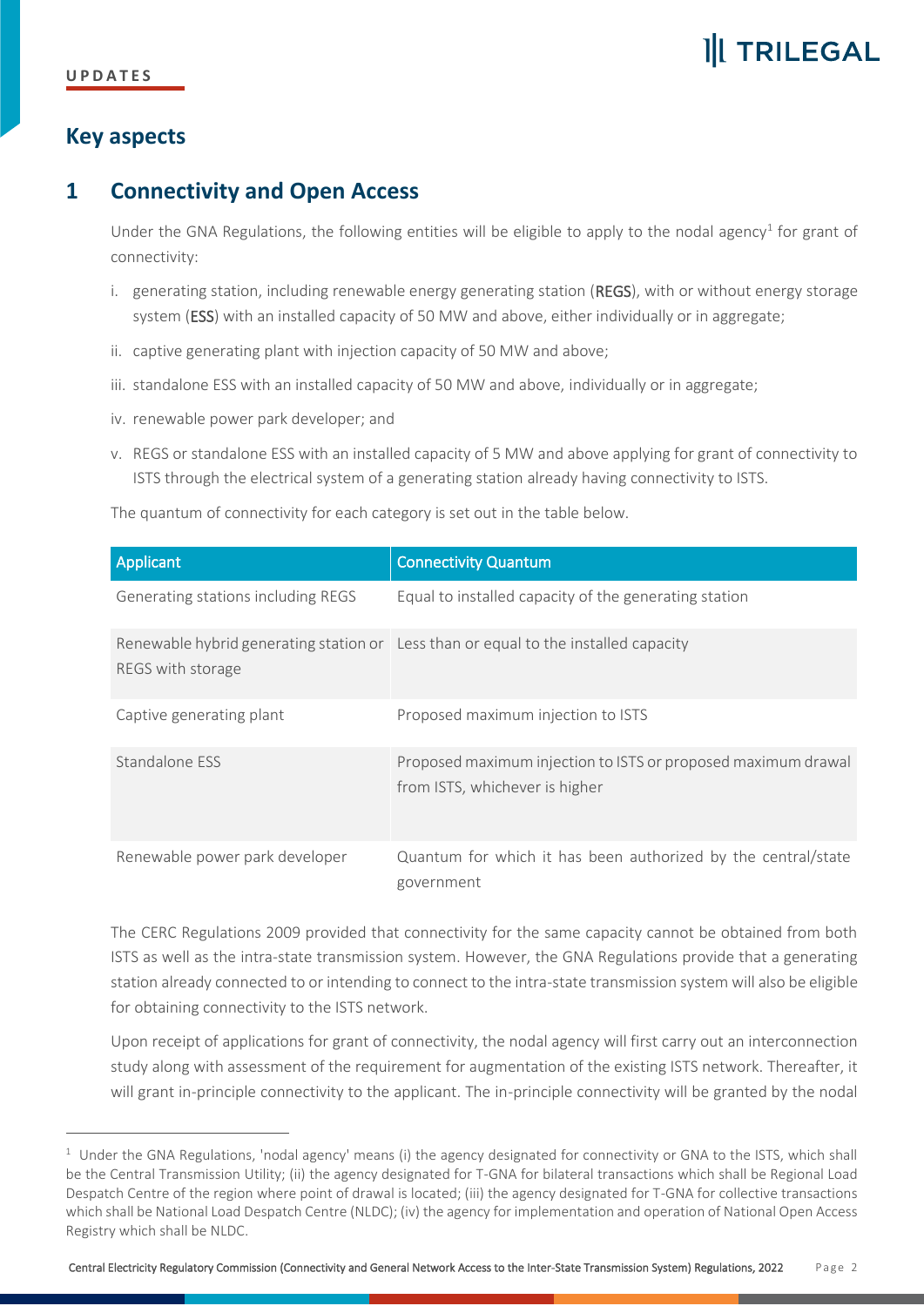## Key aspects

## 1 Connectivity and Open Access

Under the GNA Regulations, the following entities will be eligible to apply to the nodal agency[1] for grant of connectivity:

i. generating station, including renewable energy generating station (**REGS**), with or without energy storage system (**ESS**) with an installed capacity of 50 MW and above, either individually or in aggregate;

ii. captive generating plant with injection capacity of 50 MW and above;

iii. standalone ESS with an installed capacity of 50 MW and above, individually or in aggregate;

iv. renewable power park developer; and

v. REGS or standalone ESS with an installed capacity of 5 MW and above applying for grant of connectivity to ISTS through the electrical system of a generating station already having connectivity to ISTS.

The quantum of connectivity for each category is set out in the table below.

| Applicant | Connectivity Quantum |
| --- | --- |
| Generating stations including REGS | Equal to installed capacity of the generating station |
| Renewable hybrid generating station or REGS with storage | Less than or equal to the installed capacity |
| Captive generating plant | Proposed maximum injection to ISTS |
| Standalone ESS | Proposed maximum injection to ISTS or proposed maximum drawal from ISTS, whichever is higher |
| Renewable power park developer | Quantum for which it has been authorized by the central/state government |

The CERC Regulations 2009 provided that connectivity for the same capacity cannot be obtained from both ISTS as well as the intra-state transmission system. However, the GNA Regulations provide that a generating station already connected to or intending to connect to the intra-state transmission system will also be eligible for obtaining connectivity to the ISTS network.

Upon receipt of applications for grant of connectivity, the nodal agency will first carry out an interconnection study along with assessment of the requirement for augmentation of the existing ISTS network. Thereafter, it will grant in-principle connectivity to the applicant. The in-principle connectivity will be granted by the nodal

[1] Under the GNA Regulations, 'nodal agency' means (i) the agency designated for connectivity or GNA to the ISTS, which shall be the Central Transmission Utility; (ii) the agency designated for T-GNA for bilateral transactions which shall be Regional Load Despatch Centre of the region where point of drawal is located; (iii) the agency designated for T-GNA for collective transactions which shall be National Load Despatch Centre (NLDC); (iv) the agency for implementation and operation of National Open Access Registry which shall be NLDC.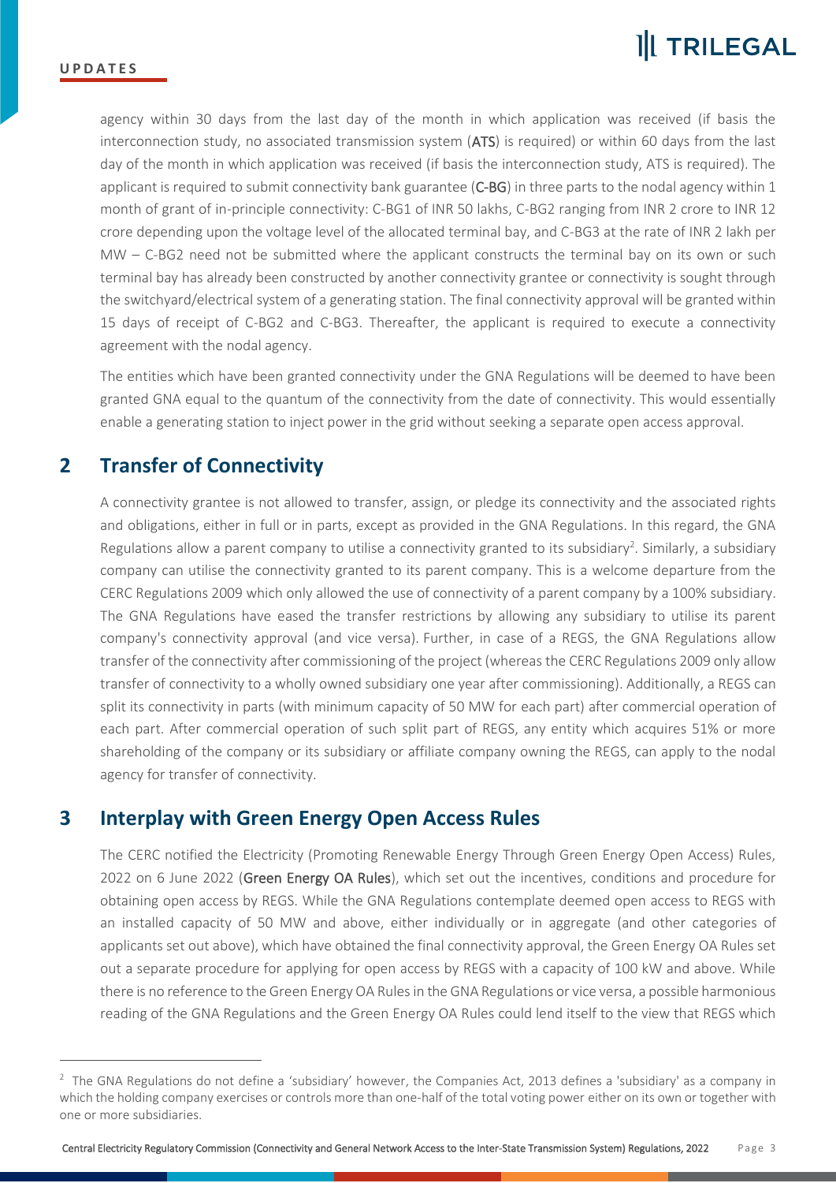agency within 30 days from the last day of the month in which application was received (if basis the interconnection study, no associated transmission system (**ATS**) is required) or within 60 days from the last day of the month in which application was received (if basis the interconnection study, ATS is required). The applicant is required to submit connectivity bank guarantee (**C-BG**) in three parts to the nodal agency within 1 month of grant of in-principle connectivity: C-BG1 of INR 50 lakhs, C-BG2 ranging from INR 2 crore to INR 12 crore depending upon the voltage level of the allocated terminal bay, and C-BG3 at the rate of INR 2 lakh per MW – C-BG2 need not be submitted where the applicant constructs the terminal bay on its own or such terminal bay has already been constructed by another connectivity grantee or connectivity is sought through the switchyard/electrical system of a generating station. The final connectivity approval will be granted within 15 days of receipt of C-BG2 and C-BG3. Thereafter, the applicant is required to execute a connectivity agreement with the nodal agency.

The entities which have been granted connectivity under the GNA Regulations will be deemed to have been granted GNA equal to the quantum of the connectivity from the date of connectivity. This would essentially enable a generating station to inject power in the grid without seeking a separate open access approval.

## 2 Transfer of Connectivity

A connectivity grantee is not allowed to transfer, assign, or pledge its connectivity and the associated rights and obligations, either in full or in parts, except as provided in the GNA Regulations. In this regard, the GNA Regulations allow a parent company to utilise a connectivity granted to its subsidiary[2]. Similarly, a subsidiary company can utilise the connectivity granted to its parent company. This is a welcome departure from the CERC Regulations 2009 which only allowed the use of connectivity of a parent company by a 100% subsidiary. The GNA Regulations have eased the transfer restrictions by allowing any subsidiary to utilise its parent company's connectivity approval (and vice versa). Further, in case of a REGS, the GNA Regulations allow transfer of the connectivity after commissioning of the project (whereas the CERC Regulations 2009 only allow transfer of connectivity to a wholly owned subsidiary one year after commissioning). Additionally, a REGS can split its connectivity in parts (with minimum capacity of 50 MW for each part) after commercial operation of each part. After commercial operation of such split part of REGS, any entity which acquires 51% or more shareholding of the company or its subsidiary or affiliate company owning the REGS, can apply to the nodal agency for transfer of connectivity.

## 3 Interplay with Green Energy Open Access Rules

The CERC notified the Electricity (Promoting Renewable Energy Through Green Energy Open Access) Rules, 2022 on 6 June 2022 (**Green Energy OA Rules**), which set out the incentives, conditions and procedure for obtaining open access by REGS. While the GNA Regulations contemplate deemed open access to REGS with an installed capacity of 50 MW and above, either individually or in aggregate (and other categories of applicants set out above), which have obtained the final connectivity approval, the Green Energy OA Rules set out a separate procedure for applying for open access by REGS with a capacity of 100 kW and above. While there is no reference to the Green Energy OA Rules in the GNA Regulations or vice versa, a possible harmonious reading of the GNA Regulations and the Green Energy OA Rules could lend itself to the view that REGS which

---

[2] The GNA Regulations do not define a 'subsidiary' however, the Companies Act, 2013 defines a 'subsidiary' as a company in which the holding company exercises or controls more than one-half of the total voting power either on its own or together with one or more subsidiaries.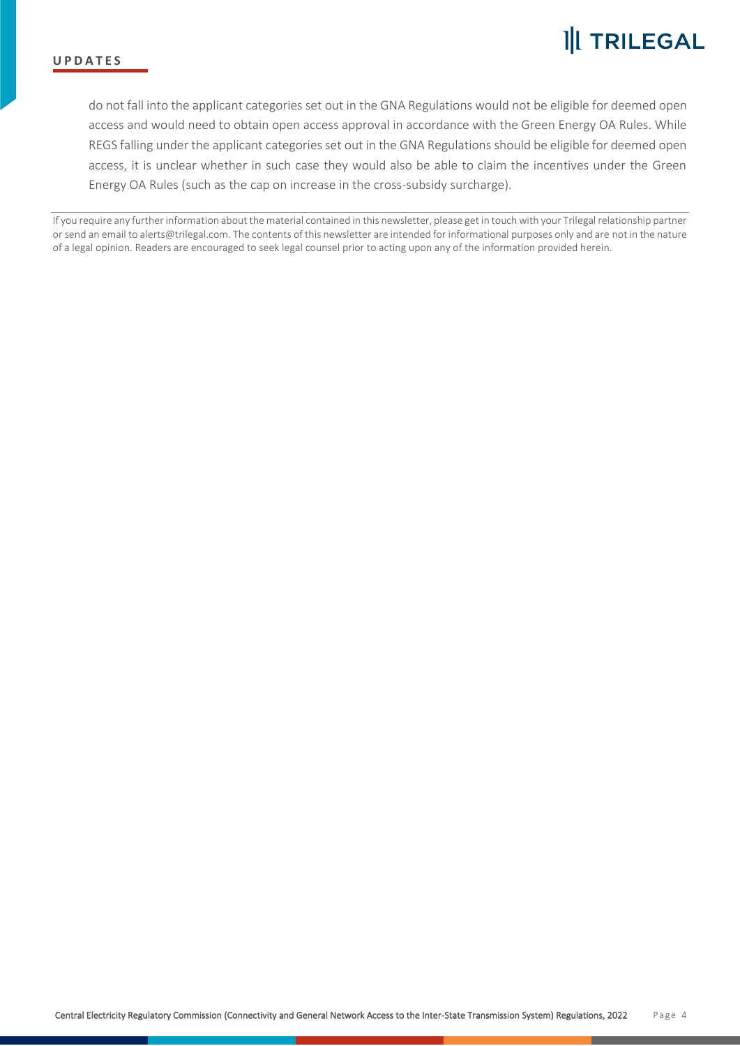do not fall into the applicant categories set out in the GNA Regulations would not be eligible for deemed open access and would need to obtain open access approval in accordance with the Green Energy OA Rules. While REGS falling under the applicant categories set out in the GNA Regulations should be eligible for deemed open access, it is unclear whether in such case they would also be able to claim the incentives under the Green Energy OA Rules (such as the cap on increase in the cross-subsidy surcharge).

---

If you require any further information about the material contained in this newsletter, please get in touch with your Trilegal relationship partner or send an email to alerts@trilegal.com. The contents of this newsletter are intended for informational purposes only and are not in the nature of a legal opinion. Readers are encouraged to seek legal counsel prior to acting upon any of the information provided herein.